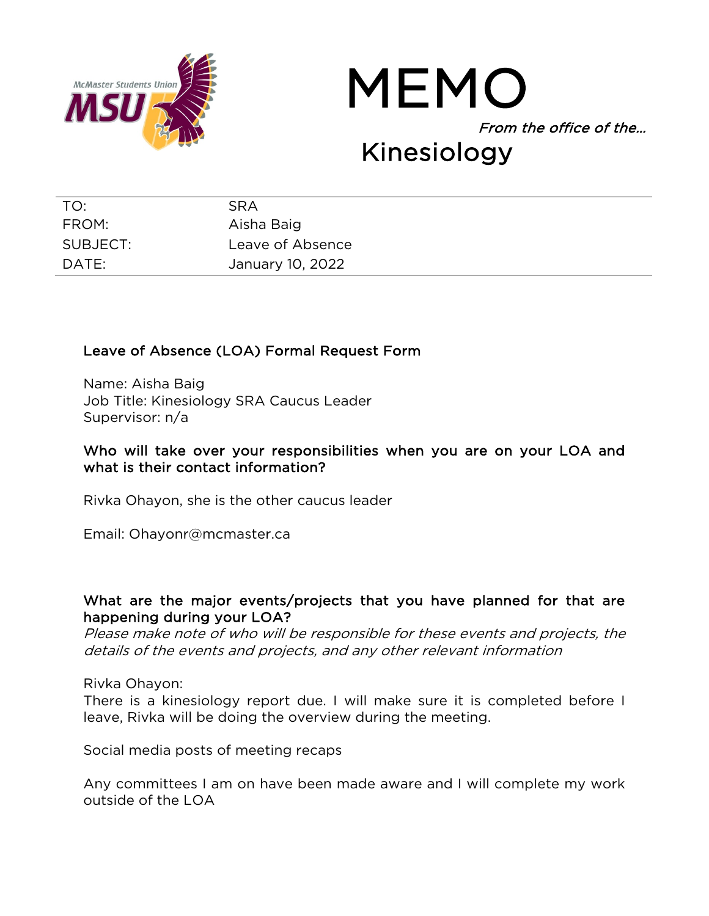McMaster Students Union
MSU

# MEMO

*From the office of the...*

## Kinesiology

| TO: | SRA |
|---|---|
| FROM: | Aisha Baig |
| SUBJECT: | Leave of Absence |
| DATE: | January 10, 2022 |

### Leave of Absence (LOA) Formal Request Form

Name: Aisha Baig
Job Title: Kinesiology SRA Caucus Leader
Supervisor: n/a

### Who will take over your responsibilities when you are on your LOA and what is their contact information?

Rivka Ohayon, she is the other caucus leader

Email: Ohayonr@mcmaster.ca

### What are the major events/projects that you have planned for that are happening during your LOA?

*Please make note of who will be responsible for these events and projects, the details of the events and projects, and any other relevant information*

Rivka Ohayon:
There is a kinesiology report due. I will make sure it is completed before I leave, Rivka will be doing the overview during the meeting.

Social media posts of meeting recaps

Any committees I am on have been made aware and I will complete my work outside of the LOA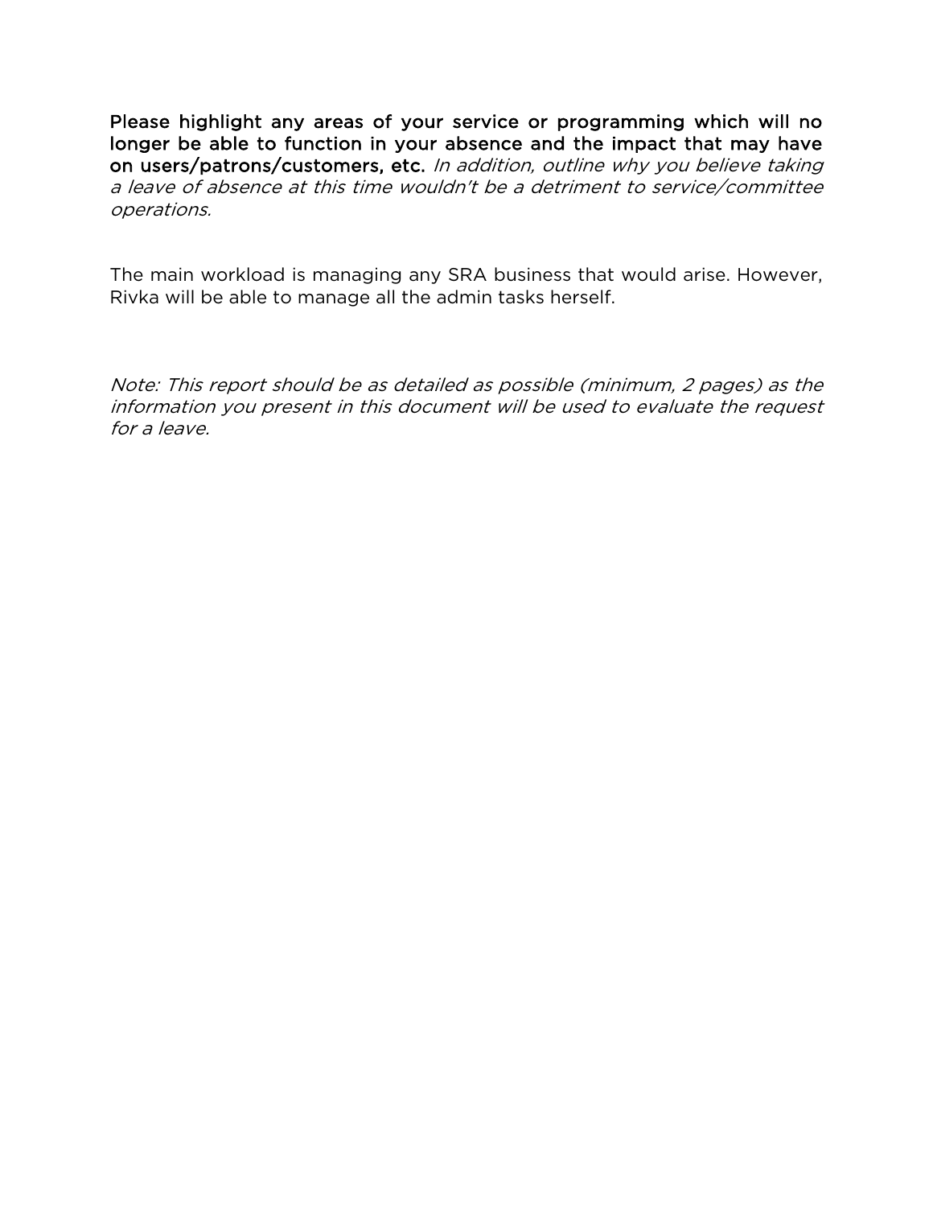**Please highlight any areas of your service or programming which will no longer be able to function in your absence and the impact that may have on users/patrons/customers, etc.** *In addition, outline why you believe taking a leave of absence at this time wouldn't be a detriment to service/committee operations.*

The main workload is managing any SRA business that would arise. However, Rivka will be able to manage all the admin tasks herself.

*Note: This report should be as detailed as possible (minimum, 2 pages) as the information you present in this document will be used to evaluate the request for a leave.*